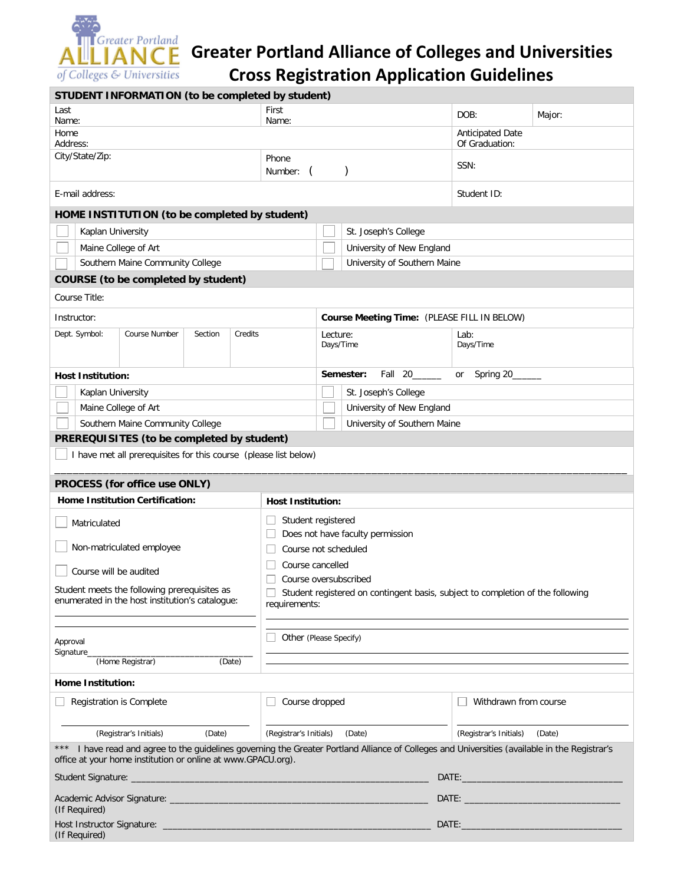# Greater Portland Alliance of Colleges and Universities
## Cross Registration Application Guidelines

Greater Portland ALLIANCE of Colleges & Universities

**STUDENT INFORMATION (to be completed by student)**

| | | | |
|---|---|---|---|
| Last Name: | First Name: | DOB: | Major: |
| Home Address: | | Anticipated Date Of Graduation: | |
| City/State/Zip: | Phone Number: ( ) | SSN: | |
| E-mail address: | | Student ID: | |

**HOME INSTITUTION (to be completed by student)**

| | |
|---|---|
| ☐ Kaplan University | ☐ St. Joseph's College |
| ☐ Maine College of Art | ☐ University of New England |
| ☐ Southern Maine Community College | ☐ University of Southern Maine |

**COURSE (to be completed by student)**

Course Title:

| | | | | | |
|---|---|---|---|---|---|
| Instructor: | | | | **Course Meeting Time:** (PLEASE FILL IN BELOW) | |
| Dept. Symbol: | Course Number | Section | Credits | Lecture: Days/Time | Lab: Days/Time |

**Host Institution:** **Semester:** Fall 20_____ or Spring 20_____

| | |
|---|---|
| ☐ Kaplan University | ☐ St. Joseph's College |
| ☐ Maine College of Art | ☐ University of New England |
| ☐ Southern Maine Community College | ☐ University of Southern Maine |

**PREREQUISITES (to be completed by student)**

☐ I have met all prerequisites for this course (please list below)

_______________________________________________________________________________

**PROCESS (for office use ONLY)**

**Home Institution Certification:**

☐ Matriculated

☐ Non-matriculated employee

☐ Course will be audited

Student meets the following prerequisites as enumerated in the host institution's catalogue:

_______________________________________

_______________________________________

Approval Signature_______________________________________
(Home Registrar) (Date)

**Host Institution:**

☐ Student registered

☐ Does not have faculty permission

☐ Course not scheduled

☐ Course cancelled

☐ Course oversubscribed

☐ Student registered on contingent basis, subject to completion of the following requirements:

_______________________________________

_______________________________________

☐ Other (Please Specify)

_______________________________________

_______________________________________

**Home Institution:**

| | | |
|---|---|---|
| ☐ Registration is Complete | ☐ Course dropped | ☐ Withdrawn from course |
| ______________________ (Registrar's Initials) (Date) | ______________________ (Registrar's Initials) (Date) | ______________________ (Registrar's Initials) (Date) |

*** I have read and agree to the guidelines governing the Greater Portland Alliance of Colleges and Universities (available in the Registrar's office at your home institution or online at www.GPACU.org).

Student Signature: ______________________________________________ DATE:______________________

Academic Advisor Signature: ______________________________________ DATE: ______________________
(If Required)

Host Instructor Signature: ________________________________________ DATE:______________________
(If Required)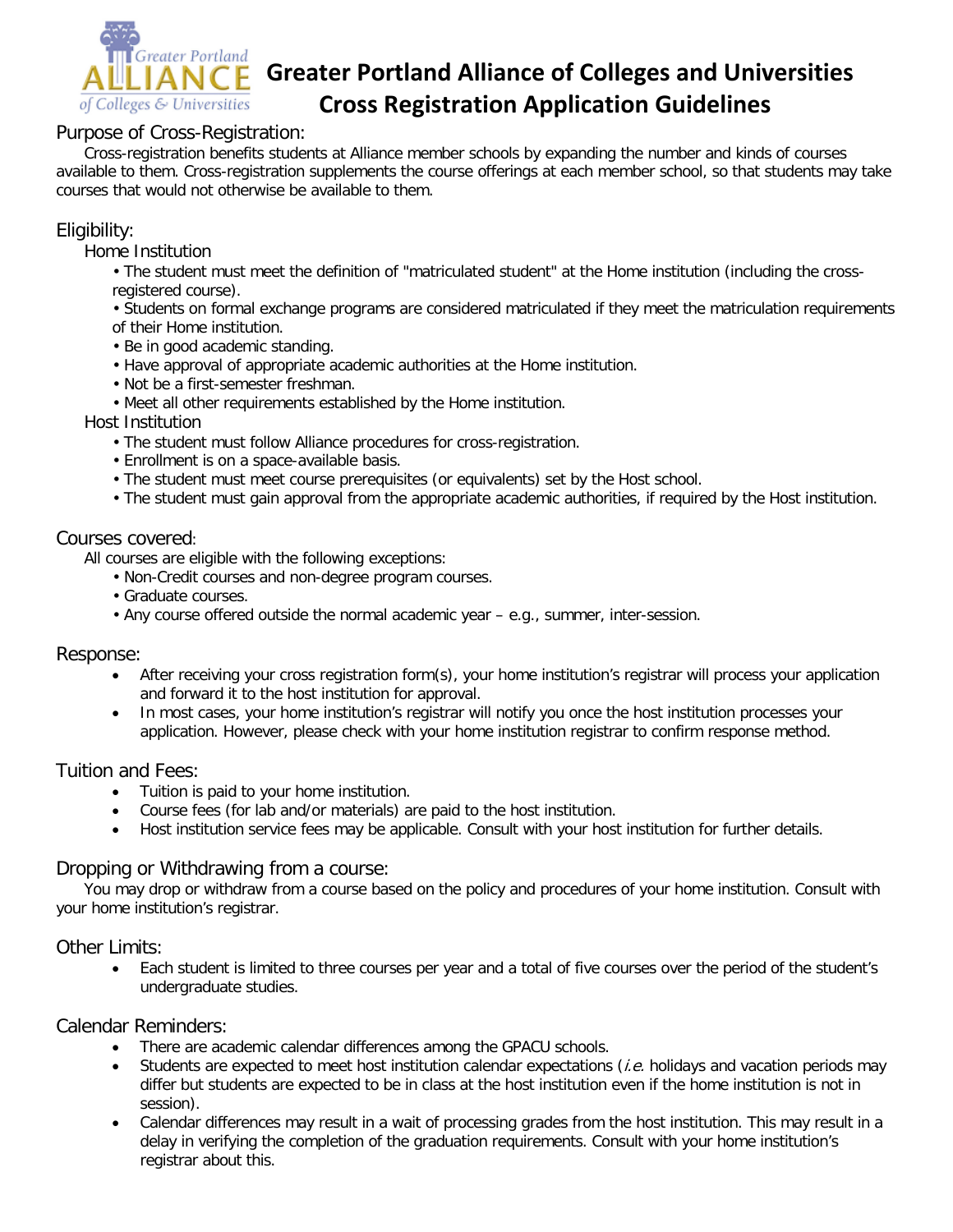# Greater Portland Alliance of Colleges and Universities Cross Registration Application Guidelines

## Purpose of Cross-Registration:

Cross-registration benefits students at Alliance member schools by expanding the number and kinds of courses available to them. Cross-registration supplements the course offerings at each member school, so that students may take courses that would not otherwise be available to them.

## Eligibility:

### Home Institution

- The student must meet the definition of "matriculated student" at the Home institution (including the cross-registered course).
- Students on formal exchange programs are considered matriculated if they meet the matriculation requirements of their Home institution.
- Be in good academic standing.
- Have approval of appropriate academic authorities at the Home institution.
- Not be a first-semester freshman.
- Meet all other requirements established by the Home institution.

### Host Institution

- The student must follow Alliance procedures for cross-registration.
- Enrollment is on a space-available basis.
- The student must meet course prerequisites (or equivalents) set by the Host school.
- The student must gain approval from the appropriate academic authorities, if required by the Host institution.

## Courses covered:

All courses are eligible with the following exceptions:

- Non-Credit courses and non-degree program courses.
- Graduate courses.
- Any course offered outside the normal academic year – e.g., summer, inter-session.

## Response:

- After receiving your cross registration form(s), your home institution's registrar will process your application and forward it to the host institution for approval.
- In most cases, your home institution's registrar will notify you once the host institution processes your application. However, please check with your home institution registrar to confirm response method.

## Tuition and Fees:

- Tuition is paid to your home institution.
- Course fees (for lab and/or materials) are paid to the host institution.
- Host institution service fees may be applicable. Consult with your host institution for further details.

## Dropping or Withdrawing from a course:

You may drop or withdraw from a course based on the policy and procedures of your home institution. Consult with your home institution's registrar.

## Other Limits:

- Each student is limited to three courses per year and a total of five courses over the period of the student's undergraduate studies.

## Calendar Reminders:

- There are academic calendar differences among the GPACU schools.
- Students are expected to meet host institution calendar expectations (*i.e.* holidays and vacation periods may differ but students are expected to be in class at the host institution even if the home institution is not in session).
- Calendar differences may result in a wait of processing grades from the host institution. This may result in a delay in verifying the completion of the graduation requirements. Consult with your home institution's registrar about this.